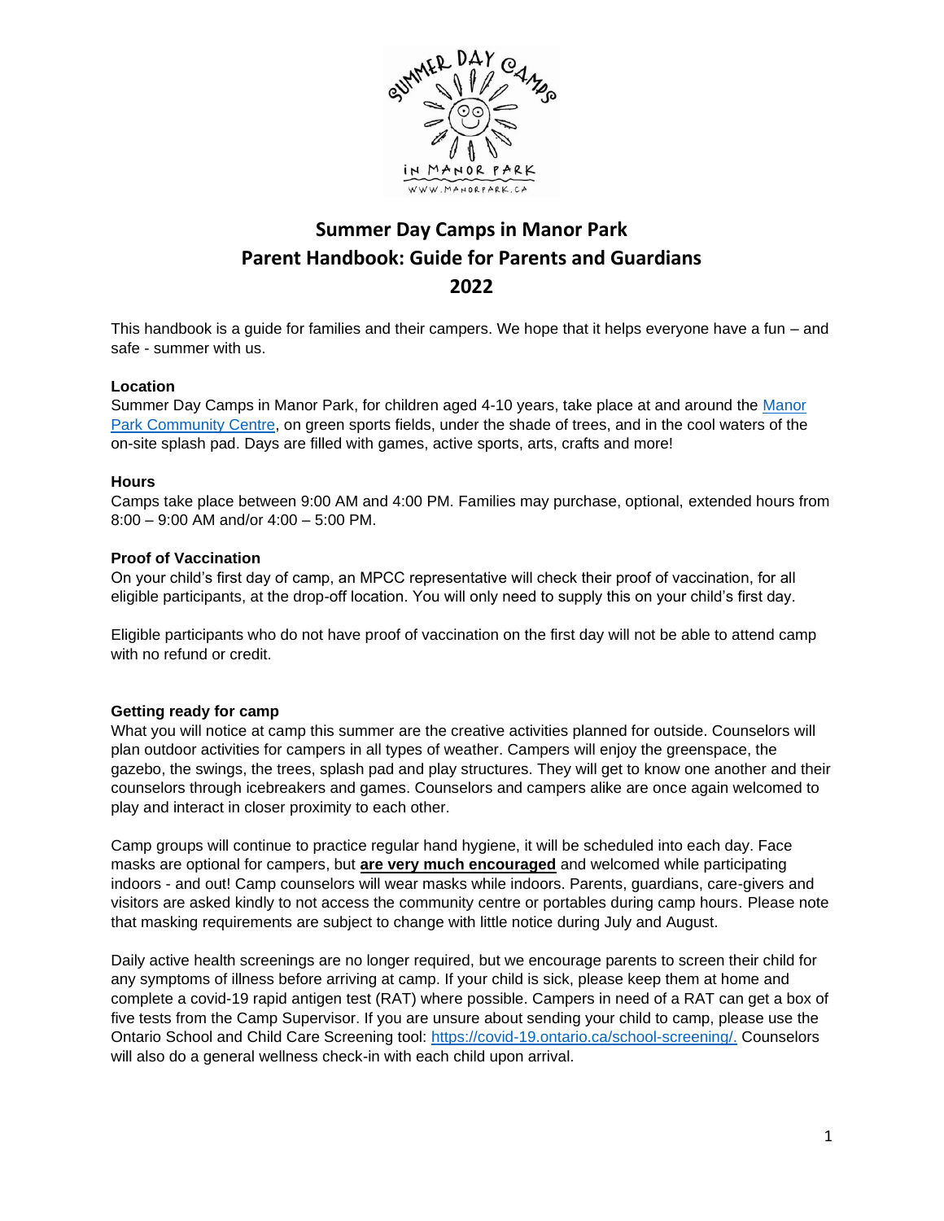# Summer Day Camps in Manor Park
# Parent Handbook: Guide for Parents and Guardians
# 2022

This handbook is a guide for families and their campers. We hope that it helps everyone have a fun – and safe - summer with us.

**Location**

Summer Day Camps in Manor Park, for children aged 4-10 years, take place at and around the Manor Park Community Centre, on green sports fields, under the shade of trees, and in the cool waters of the on-site splash pad. Days are filled with games, active sports, arts, crafts and more!

**Hours**

Camps take place between 9:00 AM and 4:00 PM. Families may purchase, optional, extended hours from 8:00 – 9:00 AM and/or 4:00 – 5:00 PM.

**Proof of Vaccination**

On your child's first day of camp, an MPCC representative will check their proof of vaccination, for all eligible participants, at the drop-off location. You will only need to supply this on your child's first day.

Eligible participants who do not have proof of vaccination on the first day will not be able to attend camp with no refund or credit.

**Getting ready for camp**

What you will notice at camp this summer are the creative activities planned for outside. Counselors will plan outdoor activities for campers in all types of weather. Campers will enjoy the greenspace, the gazebo, the swings, the trees, splash pad and play structures. They will get to know one another and their counselors through icebreakers and games. Counselors and campers alike are once again welcomed to play and interact in closer proximity to each other.

Camp groups will continue to practice regular hand hygiene, it will be scheduled into each day. Face masks are optional for campers, but **are very much encouraged** and welcomed while participating indoors - and out! Camp counselors will wear masks while indoors. Parents, guardians, care-givers and visitors are asked kindly to not access the community centre or portables during camp hours. Please note that masking requirements are subject to change with little notice during July and August.

Daily active health screenings are no longer required, but we encourage parents to screen their child for any symptoms of illness before arriving at camp. If your child is sick, please keep them at home and complete a covid-19 rapid antigen test (RAT) where possible. Campers in need of a RAT can get a box of five tests from the Camp Supervisor. If you are unsure about sending your child to camp, please use the Ontario School and Child Care Screening tool: https://covid-19.ontario.ca/school-screening/. Counselors will also do a general wellness check-in with each child upon arrival.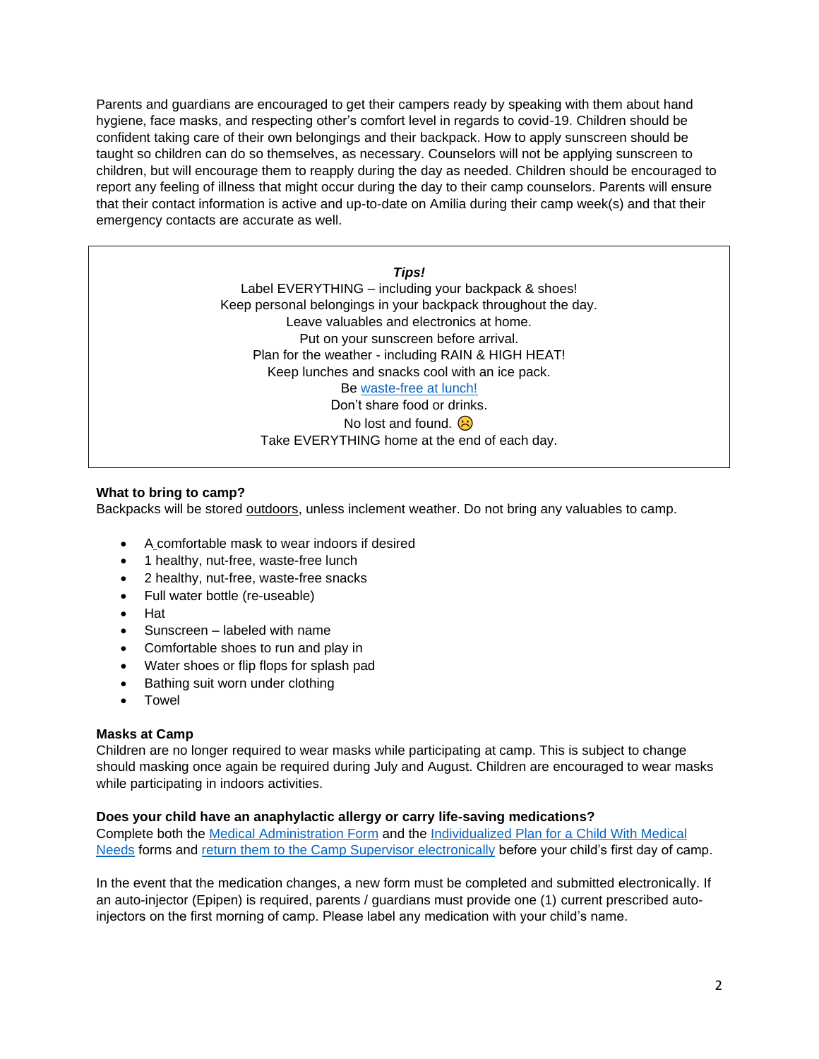Parents and guardians are encouraged to get their campers ready by speaking with them about hand hygiene, face masks, and respecting other's comfort level in regards to covid-19. Children should be confident taking care of their own belongings and their backpack. How to apply sunscreen should be taught so children can do so themselves, as necessary. Counselors will not be applying sunscreen to children, but will encourage them to reapply during the day as needed. Children should be encouraged to report any feeling of illness that might occur during the day to their camp counselors. Parents will ensure that their contact information is active and up-to-date on Amilia during their camp week(s) and that their emergency contacts are accurate as well.

***Tips!***

Label EVERYTHING – including your backpack & shoes!
Keep personal belongings in your backpack throughout the day.
Leave valuables and electronics at home.
Put on your sunscreen before arrival.
Plan for the weather - including RAIN & HIGH HEAT!
Keep lunches and snacks cool with an ice pack.
Be waste-free at lunch!
Don't share food or drinks.
No lost and found. ☹
Take EVERYTHING home at the end of each day.

**What to bring to camp?**

Backpacks will be stored outdoors, unless inclement weather. Do not bring any valuables to camp.

- A comfortable mask to wear indoors if desired
- 1 healthy, nut-free, waste-free lunch
- 2 healthy, nut-free, waste-free snacks
- Full water bottle (re-useable)
- Hat
- Sunscreen – labeled with name
- Comfortable shoes to run and play in
- Water shoes or flip flops for splash pad
- Bathing suit worn under clothing
- Towel

**Masks at Camp**

Children are no longer required to wear masks while participating at camp. This is subject to change should masking once again be required during July and August. Children are encouraged to wear masks while participating in indoors activities.

**Does your child have an anaphylactic allergy or carry life-saving medications?**

Complete both the Medical Administration Form and the Individualized Plan for a Child With Medical Needs forms and return them to the Camp Supervisor electronically before your child's first day of camp.

In the event that the medication changes, a new form must be completed and submitted electronically. If an auto-injector (Epipen) is required, parents / guardians must provide one (1) current prescribed auto-injectors on the first morning of camp. Please label any medication with your child's name.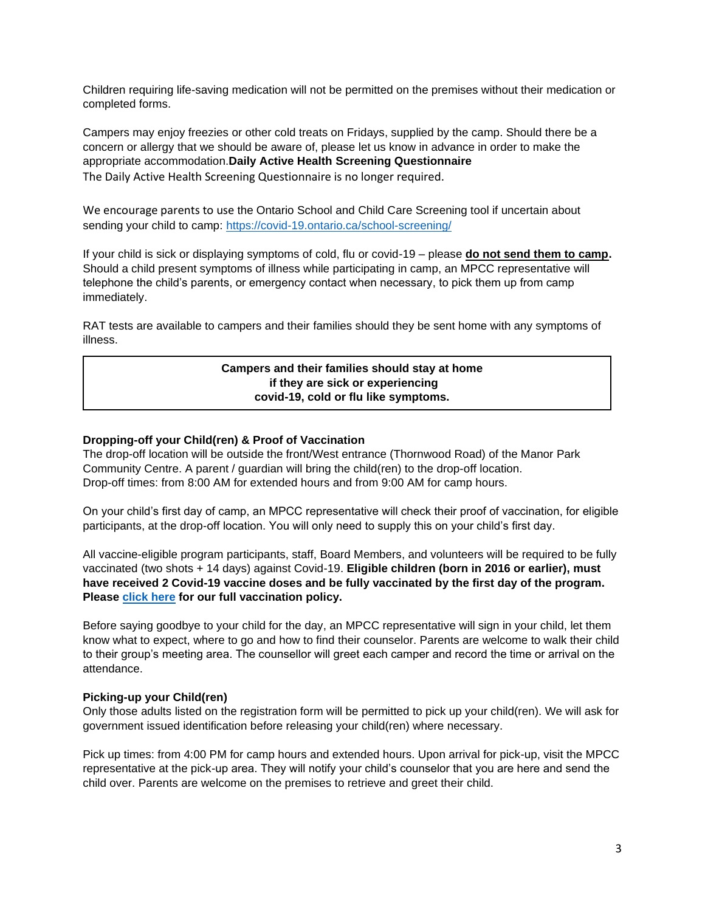Children requiring life-saving medication will not be permitted on the premises without their medication or completed forms.

Campers may enjoy freezies or other cold treats on Fridays, supplied by the camp. Should there be a concern or allergy that we should be aware of, please let us know in advance in order to make the appropriate accommodation.

**Daily Active Health Screening Questionnaire**

The Daily Active Health Screening Questionnaire is no longer required.

We encourage parents to use the Ontario School and Child Care Screening tool if uncertain about sending your child to camp: [https://covid-19.ontario.ca/school-screening/](https://covid-19.ontario.ca/school-screening/)

If your child is sick or displaying symptoms of cold, flu or covid-19 – please **do not send them to camp.** Should a child present symptoms of illness while participating in camp, an MPCC representative will telephone the child's parents, or emergency contact when necessary, to pick them up from camp immediately.

RAT tests are available to campers and their families should they be sent home with any symptoms of illness.

> **Campers and their families should stay at home if they are sick or experiencing covid-19, cold or flu like symptoms.**

**Dropping-off your Child(ren) & Proof of Vaccination**

The drop-off location will be outside the front/West entrance (Thornwood Road) of the Manor Park Community Centre. A parent / guardian will bring the child(ren) to the drop-off location.
Drop-off times: from 8:00 AM for extended hours and from 9:00 AM for camp hours.

On your child's first day of camp, an MPCC representative will check their proof of vaccination, for eligible participants, at the drop-off location. You will only need to supply this on your child's first day.

All vaccine-eligible program participants, staff, Board Members, and volunteers will be required to be fully vaccinated (two shots + 14 days) against Covid-19. **Eligible children (born in 2016 or earlier), must have received 2 Covid-19 vaccine doses and be fully vaccinated by the first day of the program. Please click here for our full vaccination policy.**

Before saying goodbye to your child for the day, an MPCC representative will sign in your child, let them know what to expect, where to go and how to find their counselor. Parents are welcome to walk their child to their group's meeting area. The counsellor will greet each camper and record the time or arrival on the attendance.

**Picking-up your Child(ren)**

Only those adults listed on the registration form will be permitted to pick up your child(ren). We will ask for government issued identification before releasing your child(ren) where necessary.

Pick up times: from 4:00 PM for camp hours and extended hours. Upon arrival for pick-up, visit the MPCC representative at the pick-up area. They will notify your child's counselor that you are here and send the child over. Parents are welcome on the premises to retrieve and greet their child.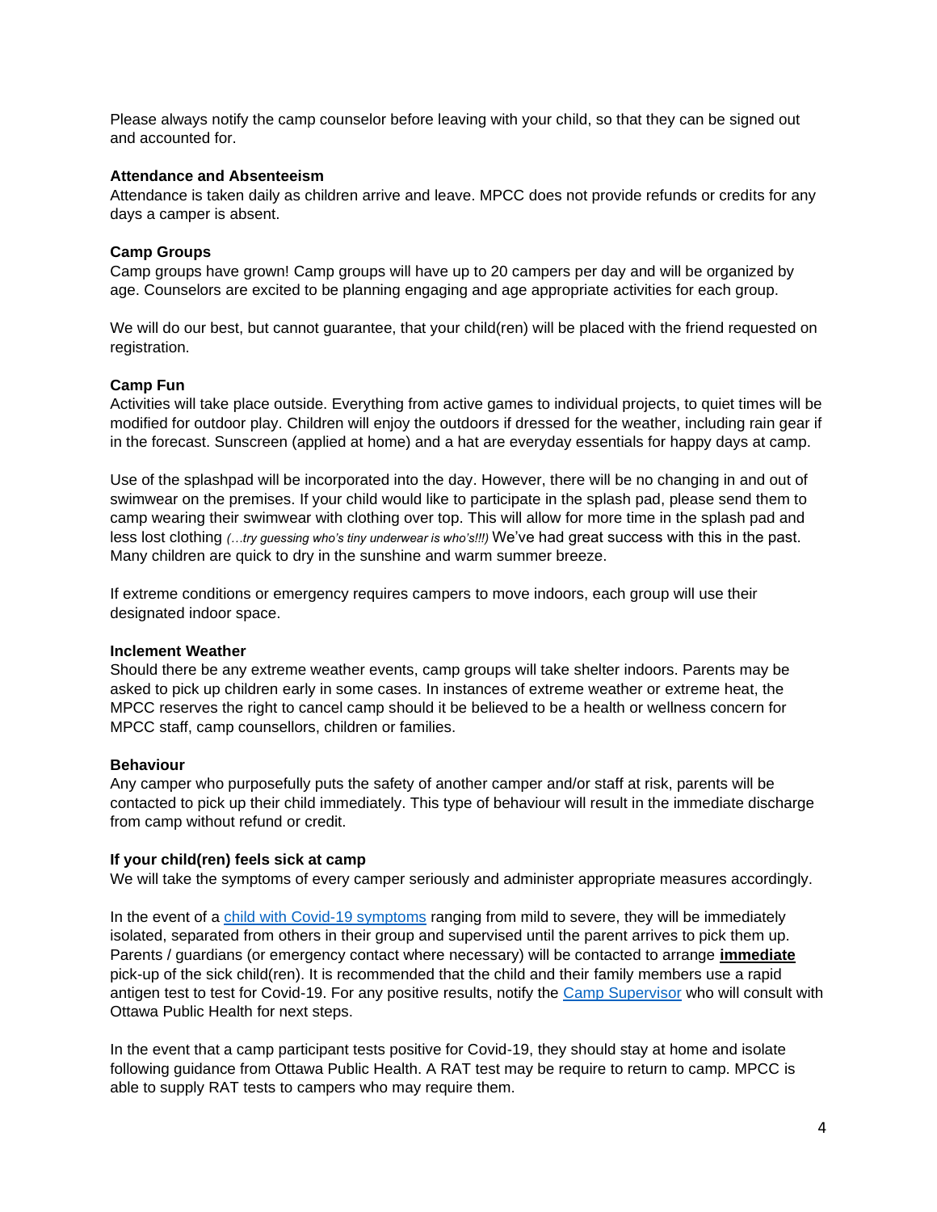Please always notify the camp counselor before leaving with your child, so that they can be signed out and accounted for.

**Attendance and Absenteeism**

Attendance is taken daily as children arrive and leave. MPCC does not provide refunds or credits for any days a camper is absent.

**Camp Groups**

Camp groups have grown! Camp groups will have up to 20 campers per day and will be organized by age. Counselors are excited to be planning engaging and age appropriate activities for each group.

We will do our best, but cannot guarantee, that your child(ren) will be placed with the friend requested on registration.

**Camp Fun**

Activities will take place outside. Everything from active games to individual projects, to quiet times will be modified for outdoor play. Children will enjoy the outdoors if dressed for the weather, including rain gear if in the forecast. Sunscreen (applied at home) and a hat are everyday essentials for happy days at camp.

Use of the splashpad will be incorporated into the day. However, there will be no changing in and out of swimwear on the premises. If your child would like to participate in the splash pad, please send them to camp wearing their swimwear with clothing over top. This will allow for more time in the splash pad and less lost clothing *(…try guessing who's tiny underwear is who's!!!)* We've had great success with this in the past. Many children are quick to dry in the sunshine and warm summer breeze.

If extreme conditions or emergency requires campers to move indoors, each group will use their designated indoor space.

**Inclement Weather**

Should there be any extreme weather events, camp groups will take shelter indoors. Parents may be asked to pick up children early in some cases. In instances of extreme weather or extreme heat, the MPCC reserves the right to cancel camp should it be believed to be a health or wellness concern for MPCC staff, camp counsellors, children or families.

**Behaviour**

Any camper who purposefully puts the safety of another camper and/or staff at risk, parents will be contacted to pick up their child immediately. This type of behaviour will result in the immediate discharge from camp without refund or credit.

**If your child(ren) feels sick at camp**

We will take the symptoms of every camper seriously and administer appropriate measures accordingly.

In the event of a child with Covid-19 symptoms ranging from mild to severe, they will be immediately isolated, separated from others in their group and supervised until the parent arrives to pick them up. Parents / guardians (or emergency contact where necessary) will be contacted to arrange **immediate** pick-up of the sick child(ren). It is recommended that the child and their family members use a rapid antigen test to test for Covid-19. For any positive results, notify the Camp Supervisor who will consult with Ottawa Public Health for next steps.

In the event that a camp participant tests positive for Covid-19, they should stay at home and isolate following guidance from Ottawa Public Health. A RAT test may be require to return to camp. MPCC is able to supply RAT tests to campers who may require them.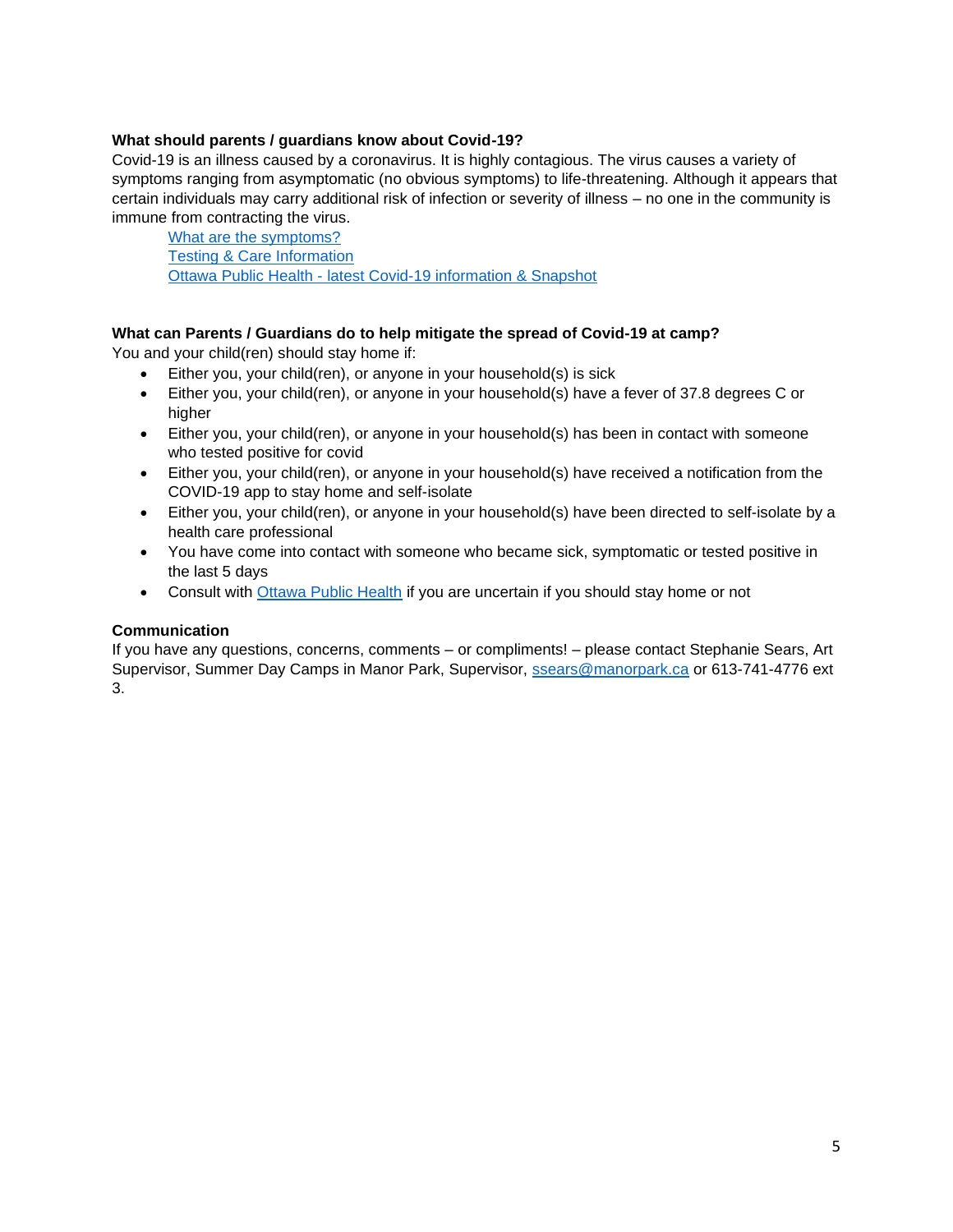**What should parents / guardians know about Covid-19?**

Covid-19 is an illness caused by a coronavirus. It is highly contagious. The virus causes a variety of symptoms ranging from asymptomatic (no obvious symptoms) to life-threatening. Although it appears that certain individuals may carry additional risk of infection or severity of illness – no one in the community is immune from contracting the virus.

> What are the symptoms?
> Testing & Care Information
> Ottawa Public Health - latest Covid-19 information & Snapshot

**What can Parents / Guardians do to help mitigate the spread of Covid-19 at camp?**

You and your child(ren) should stay home if:

- Either you, your child(ren), or anyone in your household(s) is sick
- Either you, your child(ren), or anyone in your household(s) have a fever of 37.8 degrees C or higher
- Either you, your child(ren), or anyone in your household(s) has been in contact with someone who tested positive for covid
- Either you, your child(ren), or anyone in your household(s) have received a notification from the COVID-19 app to stay home and self-isolate
- Either you, your child(ren), or anyone in your household(s) have been directed to self-isolate by a health care professional
- You have come into contact with someone who became sick, symptomatic or tested positive in the last 5 days
- Consult with Ottawa Public Health if you are uncertain if you should stay home or not

**Communication**

If you have any questions, concerns, comments – or compliments! – please contact Stephanie Sears, Art Supervisor, Summer Day Camps in Manor Park, Supervisor, ssears@manorpark.ca or 613-741-4776 ext 3.